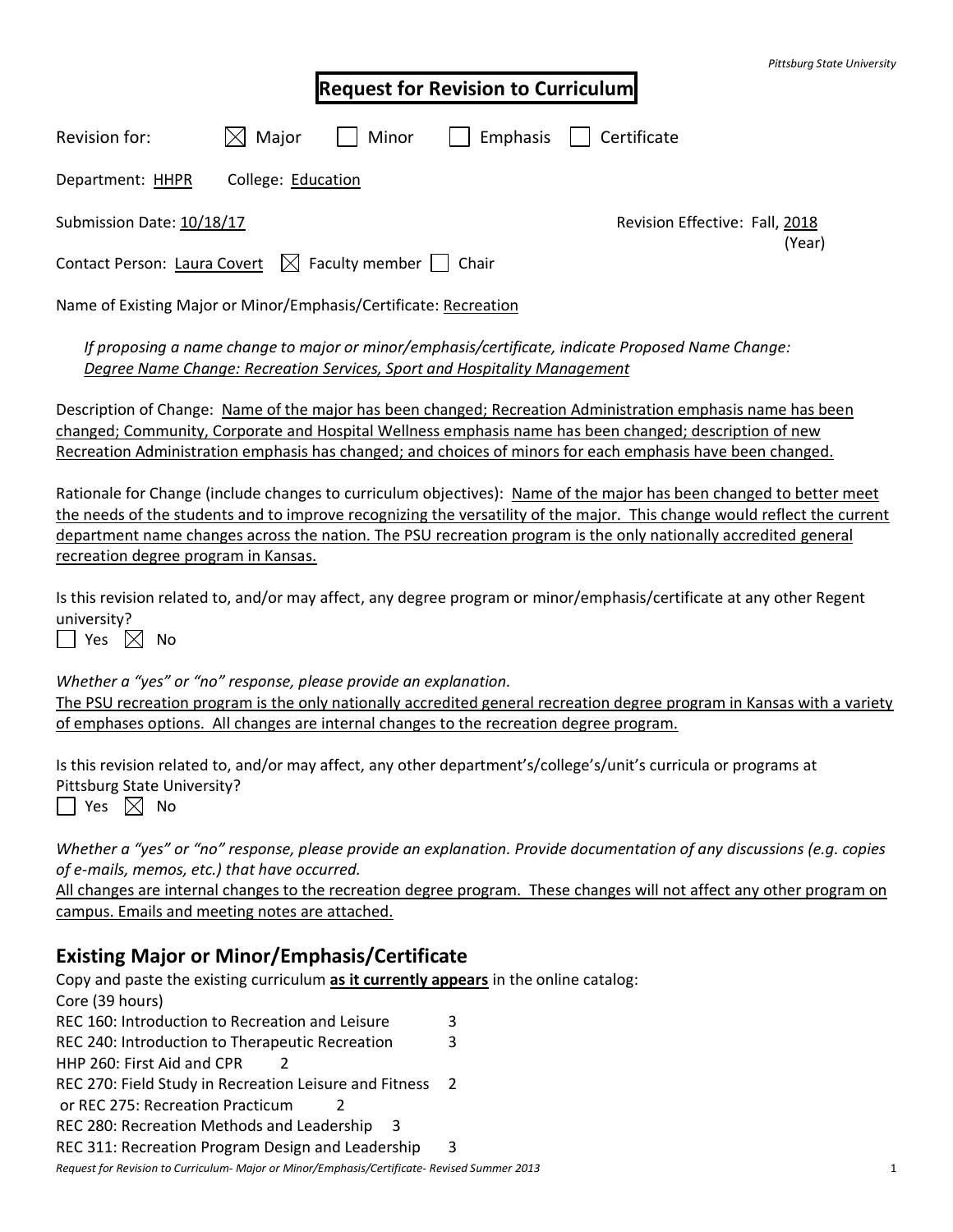Pittsburg State University

# Request for Revision to Curriculum

Revision for: ☒ Major ☐ Minor ☐ Emphasis ☐ Certificate

Department: HHPR College: Education

Submission Date: 10/18/17 Revision Effective: Fall, 2018 (Year)

Contact Person: Laura Covert ☒ Faculty member ☐ Chair

Name of Existing Major or Minor/Emphasis/Certificate: Recreation

*If proposing a name change to major or minor/emphasis/certificate, indicate Proposed Name Change:*
*Degree Name Change: Recreation Services, Sport and Hospitality Management*

Description of Change: Name of the major has been changed; Recreation Administration emphasis name has been changed; Community, Corporate and Hospital Wellness emphasis name has been changed; description of new Recreation Administration emphasis has changed; and choices of minors for each emphasis have been changed.

Rationale for Change (include changes to curriculum objectives): Name of the major has been changed to better meet the needs of the students and to improve recognizing the versatility of the major. This change would reflect the current department name changes across the nation. The PSU recreation program is the only nationally accredited general recreation degree program in Kansas.

Is this revision related to, and/or may affect, any degree program or minor/emphasis/certificate at any other Regent university?
☐ Yes ☒ No

*Whether a "yes" or "no" response, please provide an explanation.*
The PSU recreation program is the only nationally accredited general recreation degree program in Kansas with a variety of emphases options. All changes are internal changes to the recreation degree program.

Is this revision related to, and/or may affect, any other department's/college's/unit's curricula or programs at Pittsburg State University?
☐ Yes ☒ No

*Whether a "yes" or "no" response, please provide an explanation. Provide documentation of any discussions (e.g. copies of e-mails, memos, etc.) that have occurred.*
All changes are internal changes to the recreation degree program. These changes will not affect any other program on campus. Emails and meeting notes are attached.

## Existing Major or Minor/Emphasis/Certificate

Copy and paste the existing curriculum **as it currently appears** in the online catalog:

Core (39 hours)
REC 160: Introduction to Recreation and Leisure 3
REC 240: Introduction to Therapeutic Recreation 3
HHP 260: First Aid and CPR 2
REC 270: Field Study in Recreation Leisure and Fitness 2
or REC 275: Recreation Practicum 2
REC 280: Recreation Methods and Leadership 3
REC 311: Recreation Program Design and Leadership 3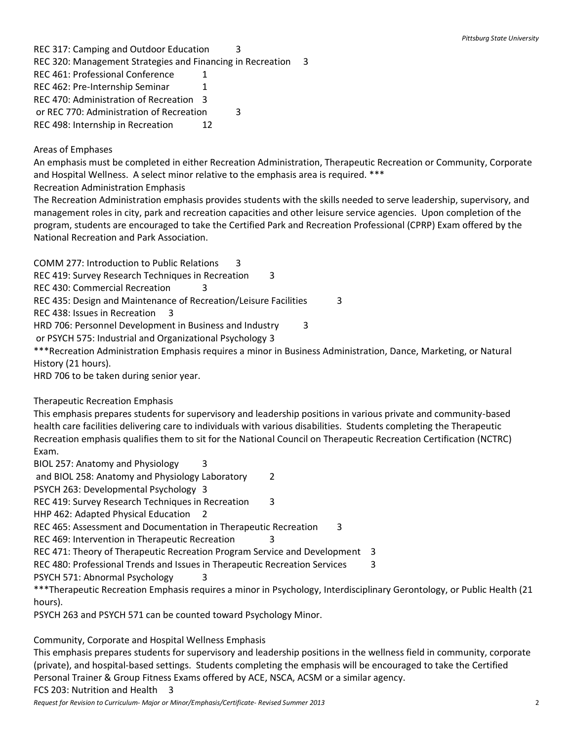REC 317: Camping and Outdoor Education 3
REC 320: Management Strategies and Financing in Recreation 3
REC 461: Professional Conference 1
REC 462: Pre-Internship Seminar 1
REC 470: Administration of Recreation 3
or REC 770: Administration of Recreation 3
REC 498: Internship in Recreation 12

Areas of Emphases

An emphasis must be completed in either Recreation Administration, Therapeutic Recreation or Community, Corporate and Hospital Wellness. A select minor relative to the emphasis area is required. ***

Recreation Administration Emphasis

The Recreation Administration emphasis provides students with the skills needed to serve leadership, supervisory, and management roles in city, park and recreation capacities and other leisure service agencies. Upon completion of the program, students are encouraged to take the Certified Park and Recreation Professional (CPRP) Exam offered by the National Recreation and Park Association.

COMM 277: Introduction to Public Relations 3
REC 419: Survey Research Techniques in Recreation 3
REC 430: Commercial Recreation 3
REC 435: Design and Maintenance of Recreation/Leisure Facilities 3
REC 438: Issues in Recreation 3
HRD 706: Personnel Development in Business and Industry 3
or PSYCH 575: Industrial and Organizational Psychology 3
***Recreation Administration Emphasis requires a minor in Business Administration, Dance, Marketing, or Natural History (21 hours).
HRD 706 to be taken during senior year.

Therapeutic Recreation Emphasis

This emphasis prepares students for supervisory and leadership positions in various private and community-based health care facilities delivering care to individuals with various disabilities. Students completing the Therapeutic Recreation emphasis qualifies them to sit for the National Council on Therapeutic Recreation Certification (NCTRC) Exam.

BIOL 257: Anatomy and Physiology 3
and BIOL 258: Anatomy and Physiology Laboratory 2
PSYCH 263: Developmental Psychology 3
REC 419: Survey Research Techniques in Recreation 3
HHP 462: Adapted Physical Education 2
REC 465: Assessment and Documentation in Therapeutic Recreation 3
REC 469: Intervention in Therapeutic Recreation 3
REC 471: Theory of Therapeutic Recreation Program Service and Development 3
REC 480: Professional Trends and Issues in Therapeutic Recreation Services 3
PSYCH 571: Abnormal Psychology 3
***Therapeutic Recreation Emphasis requires a minor in Psychology, Interdisciplinary Gerontology, or Public Health (21 hours).
PSYCH 263 and PSYCH 571 can be counted toward Psychology Minor.

Community, Corporate and Hospital Wellness Emphasis

This emphasis prepares students for supervisory and leadership positions in the wellness field in community, corporate (private), and hospital-based settings. Students completing the emphasis will be encouraged to take the Certified Personal Trainer & Group Fitness Exams offered by ACE, NSCA, ACSM or a similar agency.

FCS 203: Nutrition and Health 3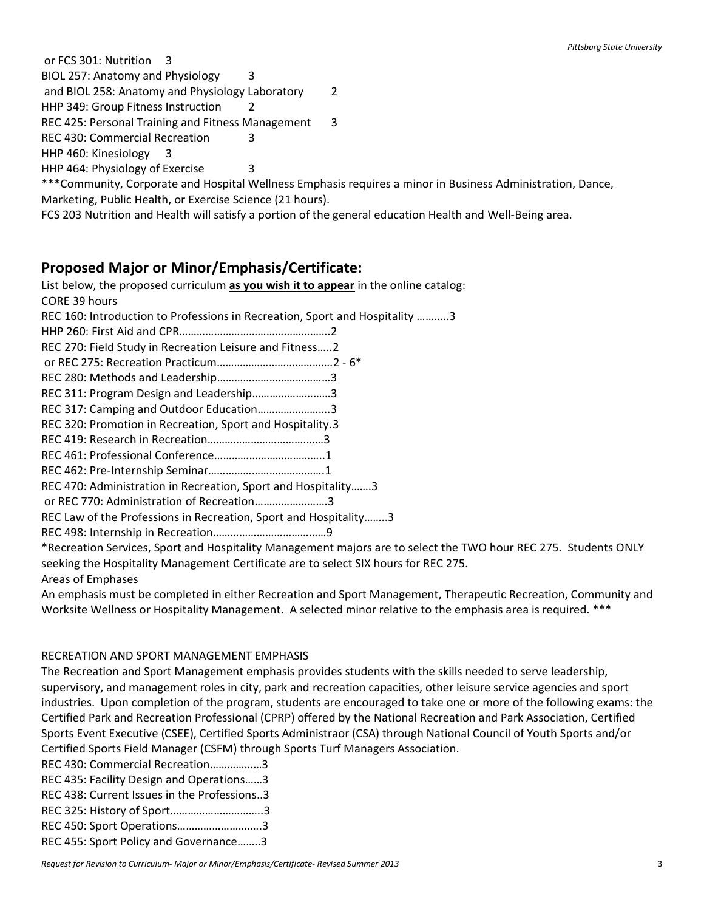or FCS 301: Nutrition 3

BIOL 257: Anatomy and Physiology 3

and BIOL 258: Anatomy and Physiology Laboratory 2

HHP 349: Group Fitness Instruction 2

REC 425: Personal Training and Fitness Management 3

REC 430: Commercial Recreation 3

HHP 460: Kinesiology 3

HHP 464: Physiology of Exercise 3

***Community, Corporate and Hospital Wellness Emphasis requires a minor in Business Administration, Dance, Marketing, Public Health, or Exercise Science (21 hours).

FCS 203 Nutrition and Health will satisfy a portion of the general education Health and Well-Being area.

## Proposed Major or Minor/Emphasis/Certificate:

List below, the proposed curriculum **as you wish it to appear** in the online catalog:

CORE 39 hours

REC 160: Introduction to Professions in Recreation, Sport and Hospitality ………..3

HHP 260: First Aid and CPR…………………………………………….2

REC 270: Field Study in Recreation Leisure and Fitness…..2

or REC 275: Recreation Practicum…………………………………2 - 6*

REC 280: Methods and Leadership…………………………………3

REC 311: Program Design and Leadership………………………3

REC 317: Camping and Outdoor Education…………………….3

REC 320: Promotion in Recreation, Sport and Hospitality.3

REC 419: Research in Recreation…………………………………3

REC 461: Professional Conference………………………………..1

REC 462: Pre-Internship Seminar………………………………….1

REC 470: Administration in Recreation, Sport and Hospitality…….3

or REC 770: Administration of Recreation……………………3

REC Law of the Professions in Recreation, Sport and Hospitality……..3

REC 498: Internship in Recreation…………………………………9

*Recreation Services, Sport and Hospitality Management majors are to select the TWO hour REC 275. Students ONLY seeking the Hospitality Management Certificate are to select SIX hours for REC 275.

Areas of Emphases

An emphasis must be completed in either Recreation and Sport Management, Therapeutic Recreation, Community and Worksite Wellness or Hospitality Management. A selected minor relative to the emphasis area is required. ***

RECREATION AND SPORT MANAGEMENT EMPHASIS

The Recreation and Sport Management emphasis provides students with the skills needed to serve leadership, supervisory, and management roles in city, park and recreation capacities, other leisure service agencies and sport industries. Upon completion of the program, students are encouraged to take one or more of the following exams: the Certified Park and Recreation Professional (CPRP) offered by the National Recreation and Park Association, Certified Sports Event Executive (CSEE), Certified Sports Administraor (CSA) through National Council of Youth Sports and/or Certified Sports Field Manager (CSFM) through Sports Turf Managers Association.

REC 430: Commercial Recreation………………3

REC 435: Facility Design and Operations……3

REC 438: Current Issues in the Professions..3

REC 325: History of Sport…………………………..3

REC 450: Sport Operations………………………..3

REC 455: Sport Policy and Governance……..3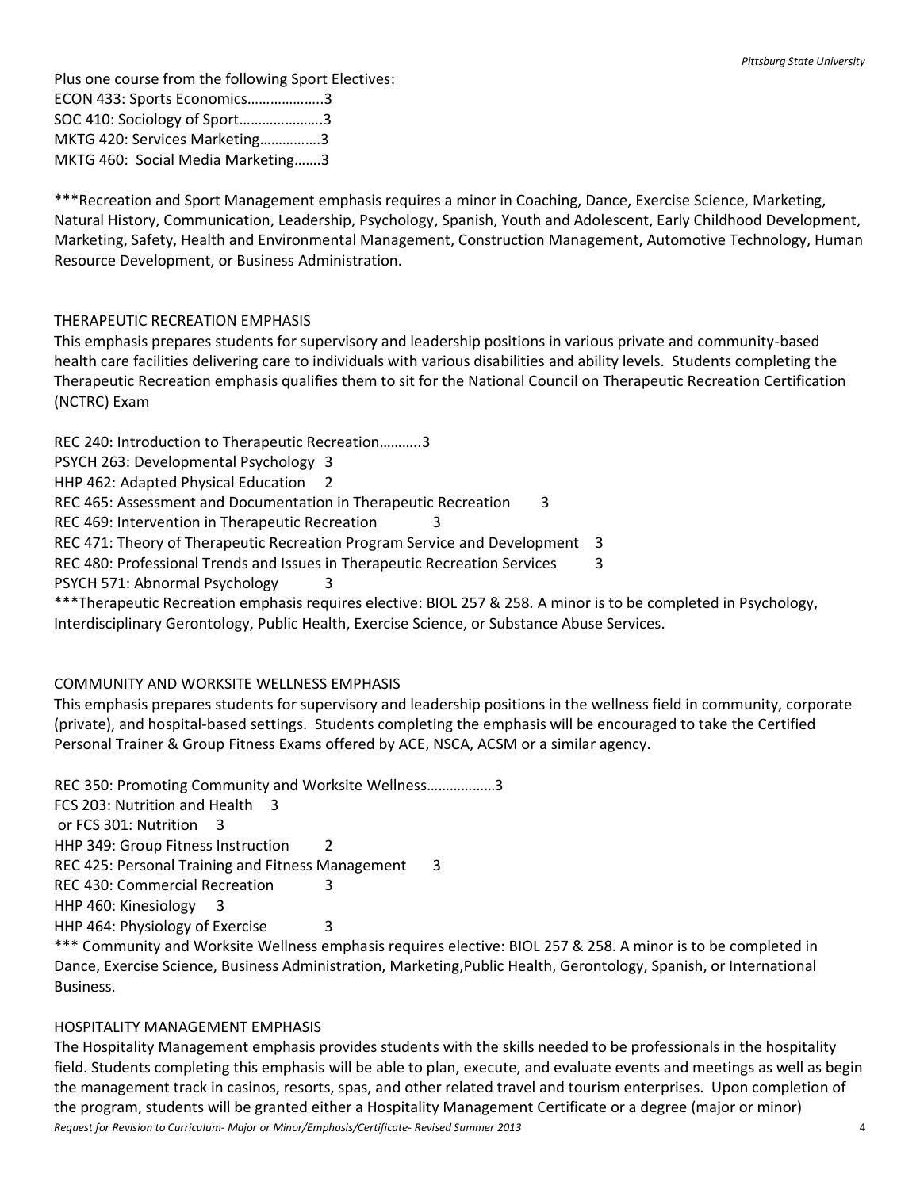Plus one course from the following Sport Electives:

ECON 433: Sports Economics……………….3
SOC 410: Sociology of Sport…………………3
MKTG 420: Services Marketing……………3
MKTG 460: Social Media Marketing…….3

***Recreation and Sport Management emphasis requires a minor in Coaching, Dance, Exercise Science, Marketing, Natural History, Communication, Leadership, Psychology, Spanish, Youth and Adolescent, Early Childhood Development, Marketing, Safety, Health and Environmental Management, Construction Management, Automotive Technology, Human Resource Development, or Business Administration.

## THERAPEUTIC RECREATION EMPHASIS

This emphasis prepares students for supervisory and leadership positions in various private and community-based health care facilities delivering care to individuals with various disabilities and ability levels. Students completing the Therapeutic Recreation emphasis qualifies them to sit for the National Council on Therapeutic Recreation Certification (NCTRC) Exam

REC 240: Introduction to Therapeutic Recreation………..3
PSYCH 263: Developmental Psychology 3
HHP 462: Adapted Physical Education 2
REC 465: Assessment and Documentation in Therapeutic Recreation 3
REC 469: Intervention in Therapeutic Recreation 3
REC 471: Theory of Therapeutic Recreation Program Service and Development 3
REC 480: Professional Trends and Issues in Therapeutic Recreation Services 3
PSYCH 571: Abnormal Psychology 3

***Therapeutic Recreation emphasis requires elective: BIOL 257 & 258. A minor is to be completed in Psychology, Interdisciplinary Gerontology, Public Health, Exercise Science, or Substance Abuse Services.

## COMMUNITY AND WORKSITE WELLNESS EMPHASIS

This emphasis prepares students for supervisory and leadership positions in the wellness field in community, corporate (private), and hospital-based settings. Students completing the emphasis will be encouraged to take the Certified Personal Trainer & Group Fitness Exams offered by ACE, NSCA, ACSM or a similar agency.

REC 350: Promoting Community and Worksite Wellness………………3
FCS 203: Nutrition and Health 3
or FCS 301: Nutrition 3
HHP 349: Group Fitness Instruction 2
REC 425: Personal Training and Fitness Management 3
REC 430: Commercial Recreation 3
HHP 460: Kinesiology 3
HHP 464: Physiology of Exercise 3

*** Community and Worksite Wellness emphasis requires elective: BIOL 257 & 258. A minor is to be completed in Dance, Exercise Science, Business Administration, Marketing,Public Health, Gerontology, Spanish, or International Business.

## HOSPITALITY MANAGEMENT EMPHASIS

The Hospitality Management emphasis provides students with the skills needed to be professionals in the hospitality field. Students completing this emphasis will be able to plan, execute, and evaluate events and meetings as well as begin the management track in casinos, resorts, spas, and other related travel and tourism enterprises. Upon completion of the program, students will be granted either a Hospitality Management Certificate or a degree (major or minor)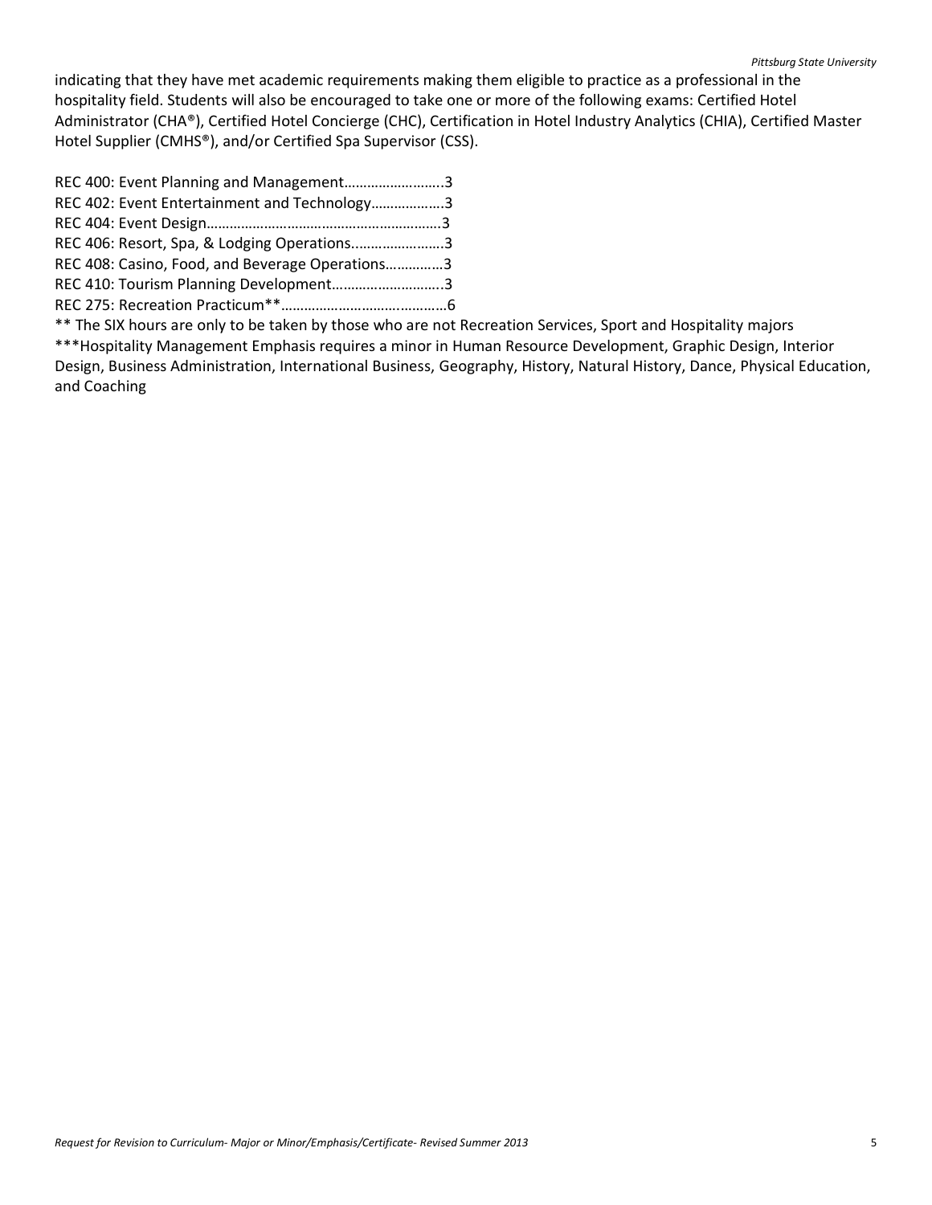indicating that they have met academic requirements making them eligible to practice as a professional in the hospitality field. Students will also be encouraged to take one or more of the following exams: Certified Hotel Administrator (CHA®), Certified Hotel Concierge (CHC), Certification in Hotel Industry Analytics (CHIA), Certified Master Hotel Supplier (CMHS®), and/or Certified Spa Supervisor (CSS).

REC 400: Event Planning and Management……………………..3
REC 402: Event Entertainment and Technology……………….3
REC 404: Event Design…………………………………………………….3
REC 406: Resort, Spa, & Lodging Operations......………………3
REC 408: Casino, Food, and Beverage Operations……………3
REC 410: Tourism Planning Development………………………..3
REC 275: Recreation Practicum**……………………….…………6

** The SIX hours are only to be taken by those who are not Recreation Services, Sport and Hospitality majors

***Hospitality Management Emphasis requires a minor in Human Resource Development, Graphic Design, Interior Design, Business Administration, International Business, Geography, History, Natural History, Dance, Physical Education, and Coaching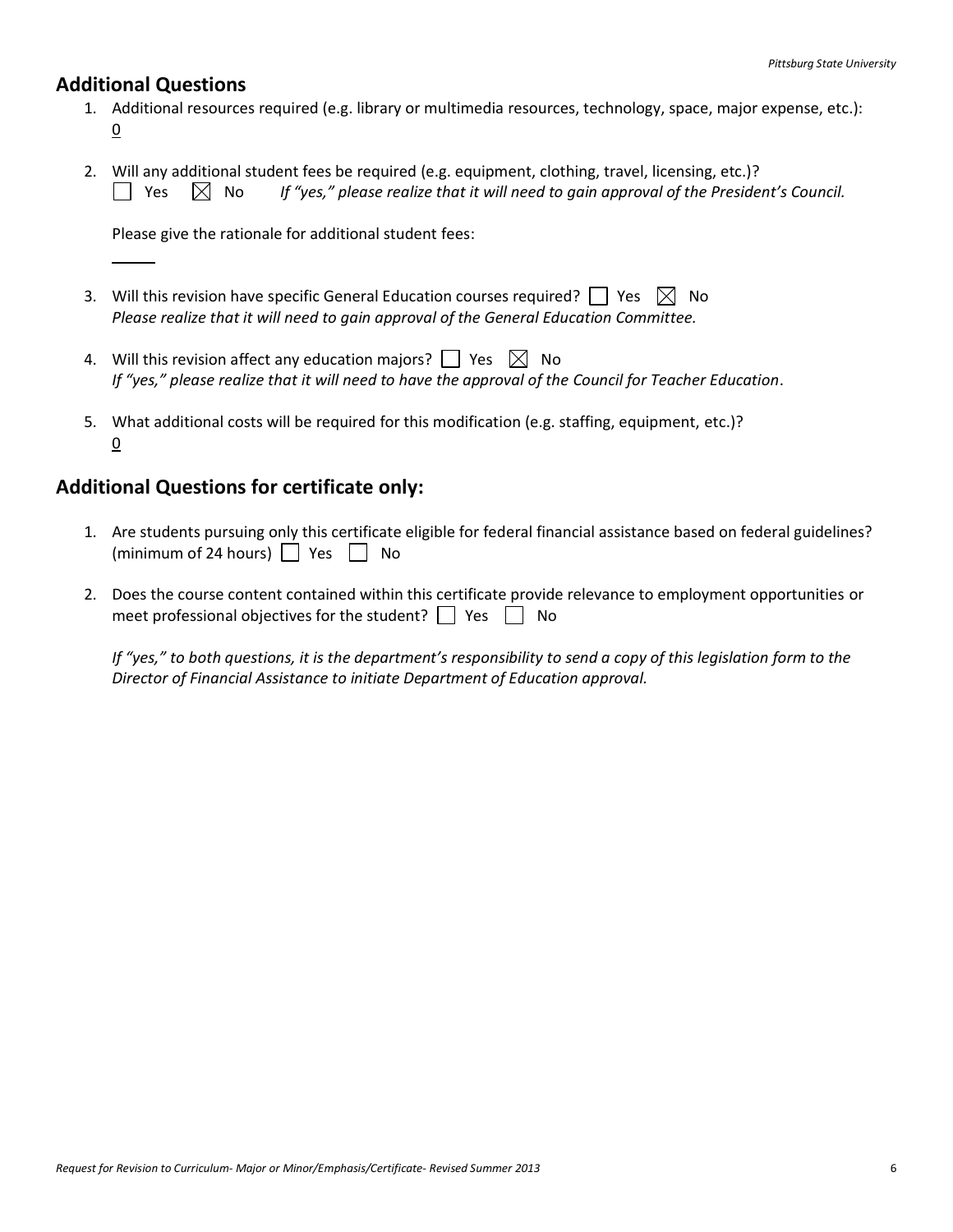## Additional Questions

1. Additional resources required (e.g. library or multimedia resources, technology, space, major expense, etc.): 0

2. Will any additional student fees be required (e.g. equipment, clothing, travel, licensing, etc.)?
   ☐ Yes ☒ No *If "yes," please realize that it will need to gain approval of the President's Council.*

   Please give the rationale for additional student fees:

3. Will this revision have specific General Education courses required? ☐ Yes ☒ No
   *Please realize that it will need to gain approval of the General Education Committee.*

4. Will this revision affect any education majors? ☐ Yes ☒ No
   *If "yes," please realize that it will need to have the approval of the Council for Teacher Education*.

5. What additional costs will be required for this modification (e.g. staffing, equipment, etc.)?
   0

## Additional Questions for certificate only:

1. Are students pursuing only this certificate eligible for federal financial assistance based on federal guidelines? (minimum of 24 hours) ☐ Yes ☐ No

2. Does the course content contained within this certificate provide relevance to employment opportunities or meet professional objectives for the student? ☐ Yes ☐ No

   *If "yes," to both questions, it is the department's responsibility to send a copy of this legislation form to the Director of Financial Assistance to initiate Department of Education approval.*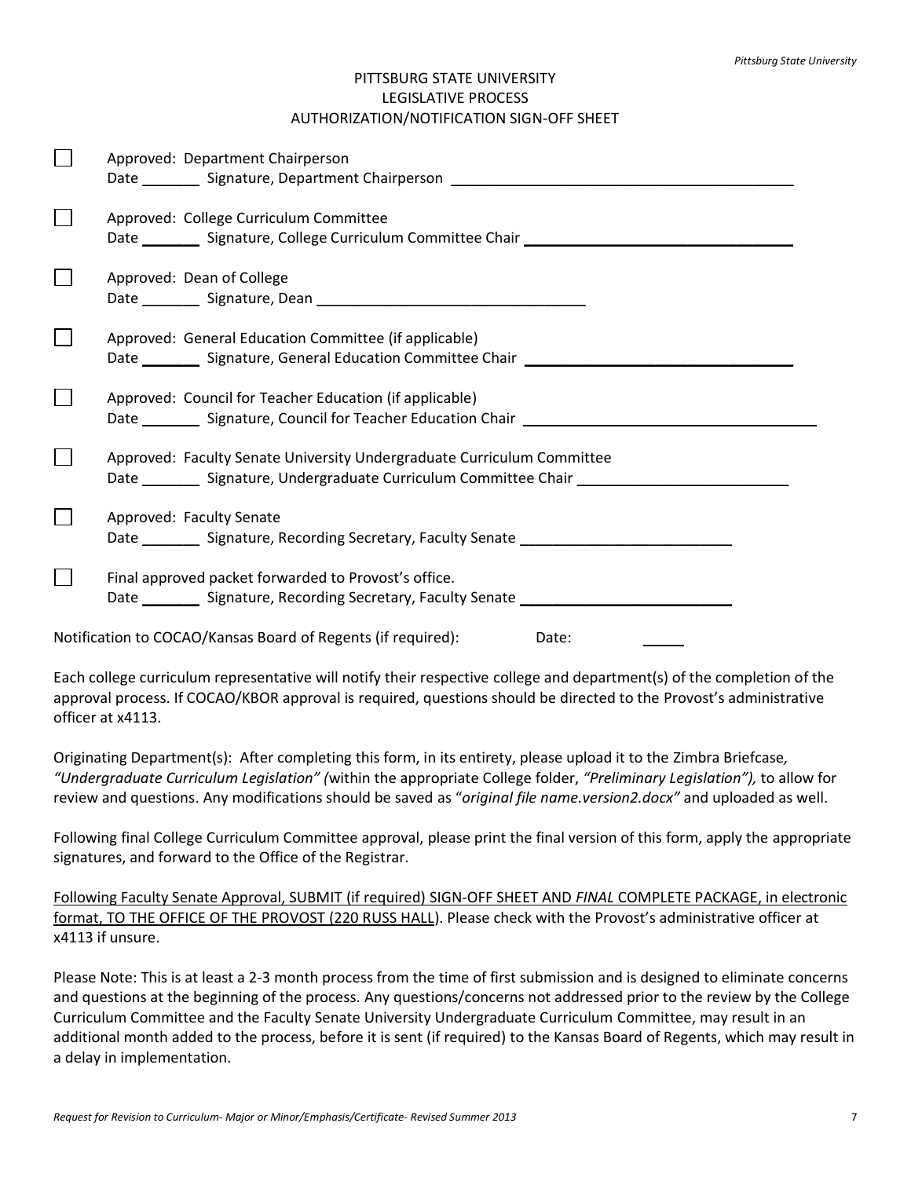# PITTSBURG STATE UNIVERSITY
## LEGISLATIVE PROCESS
## AUTHORIZATION/NOTIFICATION SIGN-OFF SHEET

☐ Approved: Department Chairperson
Date ________ Signature, Department Chairperson ________________________________________

☐ Approved: College Curriculum Committee
Date ________ Signature, College Curriculum Committee Chair ________________________________

☐ Approved: Dean of College
Date ________ Signature, Dean ________________________________

☐ Approved: General Education Committee (if applicable)
Date ________ Signature, General Education Committee Chair ________________________________

☐ Approved: Council for Teacher Education (if applicable)
Date ________ Signature, Council for Teacher Education Chair ___________________________________

☐ Approved: Faculty Senate University Undergraduate Curriculum Committee
Date ________ Signature, Undergraduate Curriculum Committee Chair _________________________

☐ Approved: Faculty Senate
Date ________ Signature, Recording Secretary, Faculty Senate _________________________

☐ Final approved packet forwarded to Provost's office.
Date ________ Signature, Recording Secretary, Faculty Senate _________________________

Notification to COCAO/Kansas Board of Regents (if required): Date: _____

Each college curriculum representative will notify their respective college and department(s) of the completion of the approval process. If COCAO/KBOR approval is required, questions should be directed to the Provost's administrative officer at x4113.

Originating Department(s): After completing this form, in its entirety, please upload it to the Zimbra Briefcase*, "Undergraduate Curriculum Legislation" (*within the appropriate College folder, *"Preliminary Legislation"),* to allow for review and questions. Any modifications should be saved as "*original file name.version2.docx"* and uploaded as well.

Following final College Curriculum Committee approval, please print the final version of this form, apply the appropriate signatures, and forward to the Office of the Registrar.

<u>Following Faculty Senate Approval, SUBMIT (if required) SIGN-OFF SHEET AND *FINAL* COMPLETE PACKAGE, in electronic format, TO THE OFFICE OF THE PROVOST (220 RUSS HALL)</u>. Please check with the Provost's administrative officer at x4113 if unsure.

Please Note: This is at least a 2-3 month process from the time of first submission and is designed to eliminate concerns and questions at the beginning of the process. Any questions/concerns not addressed prior to the review by the College Curriculum Committee and the Faculty Senate University Undergraduate Curriculum Committee, may result in an additional month added to the process, before it is sent (if required) to the Kansas Board of Regents, which may result in a delay in implementation.